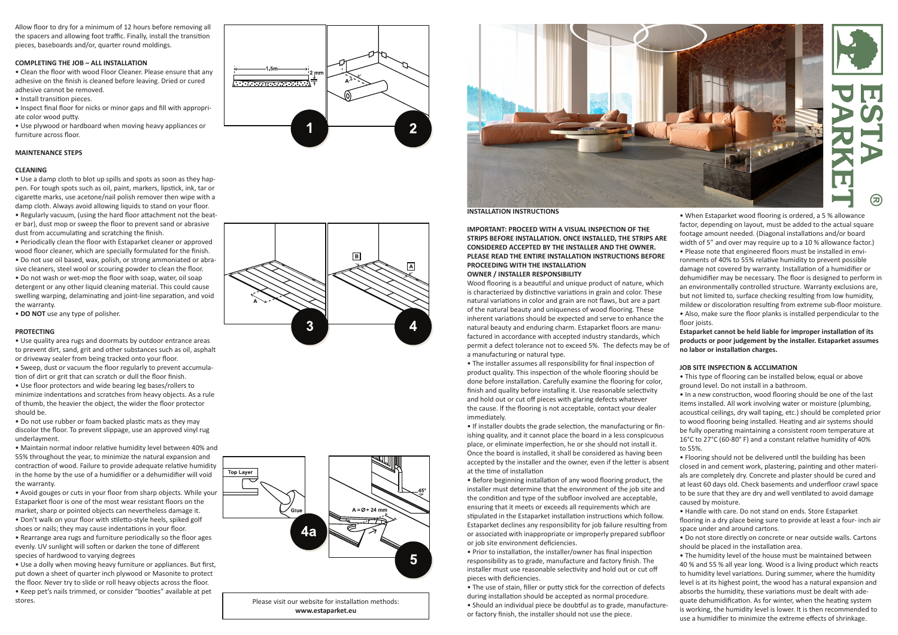Allow floor to dry for a minimum of 12 hours before removing all the spacers and allowing foot traffic. Finally, install the transition pieces, baseboards and/or, quarter round moldings.

**COMPLETING THE JOB – ALL INSTALLATION**

- Clean the floor with wood Floor Cleaner. Please ensure that any adhesive on the finish is cleaned before leaving. Dried or cured adhesive cannot be removed.
- Install transition pieces.
- Inspect final floor for nicks or minor gaps and fill with appropriate color wood putty.
- Use plywood or hardboard when moving heavy appliances or furniture across floor.

**MAINTENANCE STEPS**

**CLEANING**

- Use a damp cloth to blot up spills and spots as soon as they happen. For tough spots such as oil, paint, markers, lipstick, ink, tar or cigarette marks, use acetone/nail polish remover then wipe with a damp cloth. Always avoid allowing liquids to stand on your floor.
- Regularly vacuum, (using the hard floor attachment not the beater bar), dust mop or sweep the floor to prevent sand or abrasive dust from accumulating and scratching the finish.
- Periodically clean the floor with Estaparket cleaner or approved wood floor cleaner, which are specially formulated for the finish.
- Do not use oil based, wax, polish, or strong ammoniated or abrasive cleaners, steel wool or scouring powder to clean the floor.
- Do not wash or wet-mop the floor with soap, water, oil soap detergent or any other liquid cleaning material. This could cause swelling warping, delaminating and joint-line separation, and void the warranty.
- **DO NOT** use any type of polisher.

**PROTECTING**

- Use quality area rugs and doormats by outdoor entrance areas to prevent dirt, sand, grit and other substances such as oil, asphalt or driveway sealer from being tracked onto your floor.
- Sweep, dust or vacuum the floor regularly to prevent accumulation of dirt or grit that can scratch or dull the floor finish.
- Use floor protectors and wide bearing leg bases/rollers to minimize indentations and scratches from heavy objects. As a rule of thumb, the heavier the object, the wider the floor protector should be.
- Do not use rubber or foam backed plastic mats as they may discolor the floor. To prevent slippage, use an approved vinyl rug underlayment.
- Maintain normal indoor relative humidity level between 40% and 55% throughout the year, to minimize the natural expansion and contraction of wood. Failure to provide adequate relative humidity in the home by the use of a humidifier or a dehumidifier will void the warranty.
- Avoid gouges or cuts in your floor from sharp objects. While your Estaparket floor is one of the most wear resistant floors on the market, sharp or pointed objects can nevertheless damage it.
- Don't walk on your floor with stiletto-style heels, spiked golf shoes or nails; they may cause indentations in your floor.
- Rearrange area rugs and furniture periodically so the floor ages evenly. UV sunlight will soften or darken the tone of different species of hardwood to varying degrees
- Use a dolly when moving heavy furniture or appliances. But first, put down a sheet of quarter inch plywood or Masonite to protect the floor. Never try to slide or roll heavy objects across the floor.
- Keep pet's nails trimmed, or consider "booties" available at pet stores.

1.5m 2 mm A

1 2

B A A

3 4

Top Layer Glue 45° A = Ø + 24 mm

4a 5

Please visit our website for installation methods:
**www.estaparket.eu**

# ESTA PARKET®

**INSTALLATION INSTRUCTIONS**

**IMPORTANT: PROCEED WITH A VISUAL INSPECTION OF THE STRIPS BEFORE INSTALLATION. ONCE INSTALLED, THE STRIPS ARE CONSIDERED ACCEPTED BY THE INSTALLER AND THE OWNER. PLEASE READ THE ENTIRE INSTALLATION INSTRUCTIONS BEFORE PROCEEDING WITH THE INSTALLATION**

**OWNER / INSTALLER RESPONSIBILITY**

Wood flooring is a beautiful and unique product of nature, which is characterized by distinctive variations in grain and color. These natural variations in color and grain are not flaws, but are a part of the natural beauty and uniqueness of wood flooring. These inherent variations should be expected and serve to enhance the natural beauty and enduring charm. Estaparket floors are manufactured in accordance with accepted industry standards, which permit a defect tolerance not to exceed 5%. The defects may be of a manufacturing or natural type.

- The installer assumes all responsibility for final inspection of product quality. This inspection of the whole flooring should be done before installation. Carefully examine the flooring for color, finish and quality before installing it. Use reasonable selectivity and hold out or cut off pieces with glaring defects whatever the cause. If the flooring is not acceptable, contact your dealer immediately.
- If installer doubts the grade selection, the manufacturing or finishing quality, and it cannot place the board in a less conspicuous place, or eliminate imperfection, he or she should not install it. Once the board is installed, it shall be considered as having been accepted by the installer and the owner, even if the letter is absent at the time of installation
- Before beginning installation of any wood flooring product, the installer must determine that the environment of the job site and the condition and type of the subfloor involved are acceptable, ensuring that it meets or exceeds all requirements which are stipulated in the Estaparket installation instructions which follow. Estaparket declines any responsibility for job failure resulting from or associated with inappropriate or improperly prepared subfloor or job site environment deficiencies.
- Prior to installation, the installer/owner has final inspection responsibility as to grade, manufacture and factory finish. The installer must use reasonable selectivity and hold out or cut off pieces with deficiencies.
- The use of stain, filler or putty stick for the correction of defects during installation should be accepted as normal procedure.
- Should an individual piece be doubtful as to grade, manufacture or factory finish, the installer should not use the piece.
- When Estaparket wood flooring is ordered, a 5 % allowance factor, depending on layout, must be added to the actual square footage amount needed. (Diagonal installations and/or board width of 5" and over may require up to a 10 % allowance factor.)
- Please note that engineered floors must be installed in environments of 40% to 55% relative humidity to prevent possible damage not covered by warranty. Installation of a humidifier or dehumidifier may be necessary. The floor is designed to perform in an environmentally controlled structure. Warranty exclusions are, but not limited to, surface checking resulting from low humidity, mildew or discoloration resulting from extreme sub-floor moisture.
- Also, make sure the floor planks is installed perpendicular to the floor joists.

**Estaparket cannot be held liable for improper installation of its products or poor judgement by the installer. Estaparket assumes no labor or installation charges.**

**JOB SITE INSPECTION & ACCLIMATION**

- This type of flooring can be installed below, equal or above ground level. Do not install in a bathroom.
- In a new construction, wood flooring should be one of the last items installed. All work involving water or moisture (plumbing, acoustical ceilings, dry wall taping, etc.) should be completed prior to wood flooring being installed. Heating and air systems should be fully operating maintaining a consistent room temperature at 16°C to 27°C (60-80° F) and a constant relative humidity of 40% to 55%.
- Flooring should not be delivered until the building has been closed in and cement work, plastering, painting and other materials are completely dry. Concrete and plaster should be cured and at least 60 days old. Check basements and underfloor crawl space to be sure that they are dry and well ventilated to avoid damage caused by moisture.
- Handle with care. Do not stand on ends. Store Estaparket flooring in a dry place being sure to provide at least a four- inch air space under and around cartons.
- Do not store directly on concrete or near outside walls. Cartons should be placed in the installation area.
- The humidity level of the house must be maintained between 40 % and 55 % all year long. Wood is a living product which reacts to humidity level variations. During summer, where the humidity level is at its highest point, the wood has a natural expansion and absorbs the humidity, these variations must be dealt with adequate dehumidification. As for winter, when the heating system is working, the humidity level is lower. It is then recommended to use a humidifier to minimize the extreme effects of shrinkage.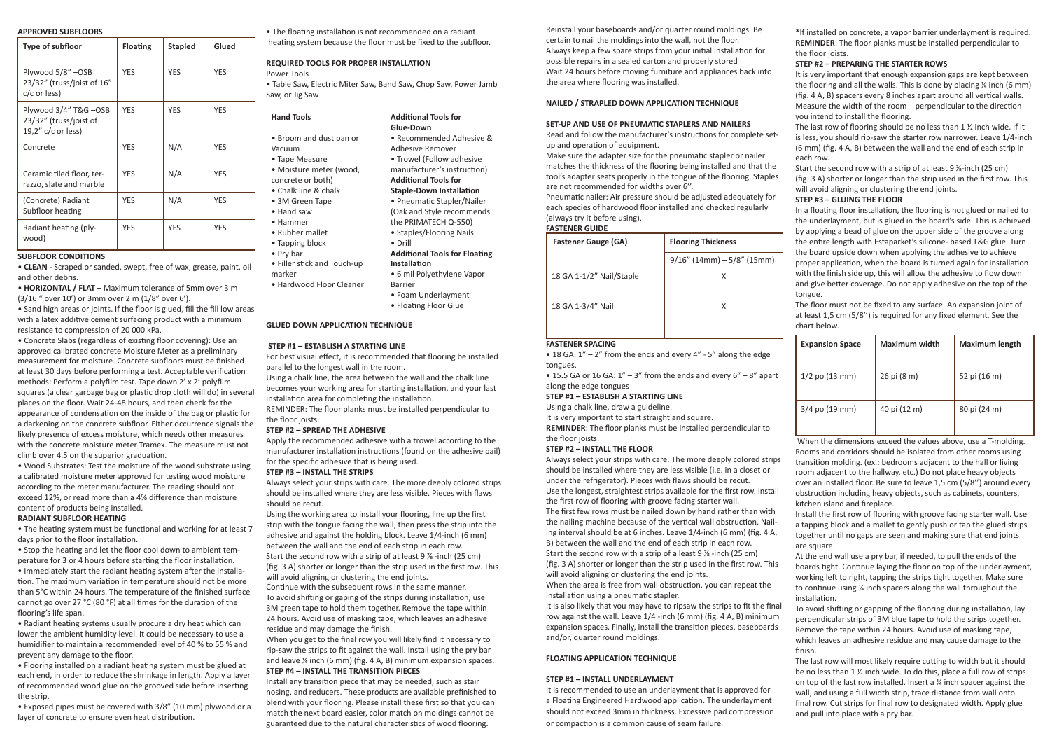**APPROVED SUBFLOORS**

| Type of subfloor | Floating | Stapled | Glued |
|---|---|---|---|
| Plywood 5/8" –OSB 23/32" (truss/joist of 16" c/c or less) | YES | YES | YES |
| Plywood 3/4" T&G –OSB 23/32" (truss/joist of 19,2" c/c or less) | YES | YES | YES |
| Concrete | YES | N/A | YES |
| Ceramic tiled floor, terrazo, slate and marble | YES | N/A | YES |
| (Concrete) Radiant Subfloor heating | YES | N/A | YES |
| Radiant heating (plywood) | YES | YES | YES |

**SUBFLOOR CONDITIONS**

- **CLEAN** - Scraped or sanded, swept, free of wax, grease, paint, oil and other debris.
- **HORIZONTAL / FLAT** – Maximum tolerance of 5mm over 3 m (3/16 " over 10') or 3mm over 2 m (1/8" over 6').
- Sand high areas or joints. If the floor is glued, fill the fill low areas with a latex additive cement surfacing product with a minimum resistance to compression of 20 000 kPa.
- Concrete Slabs (regardless of existing floor covering): Use an approved calibrated concrete Moisture Meter as a preliminary measurement for moisture. Concrete subfloors must be finished at least 30 days before performing a test. Acceptable verification methods: Perform a polyfilm test. Tape down 2' x 2' polyfilm squares (a clear garbage bag or plastic drop cloth will do) in several places on the floor. Wait 24-48 hours, and then check for the appearance of condensation on the inside of the bag or plastic for a darkening on the concrete subfloor. Either occurrence signals the likely presence of excess moisture, which needs other measures with the concrete moisture meter Tramex. The measure must not climb over 4.5 on the superior graduation.
- Wood Substrates: Test the moisture of the wood substrate using a calibrated moisture meter approved for testing wood moisture according to the meter manufacturer. The reading should not exceed 12%, or read more than a 4% difference than moisture content of products being installed.

**RADIANT SUBFLOOR HEATING**

- The heating system must be functional and working for at least 7 days prior to the floor installation.
- Stop the heating and let the floor cool down to ambient temperature for 3 or 4 hours before starting the floor installation.
- Immediately start the radiant heating system after the installation. The maximum variation in temperature should not be more than 5°C within 24 hours. The temperature of the finished surface cannot go over 27 °C (80 °F) at all times for the duration of the flooring's life span.
- Radiant heating systems usually procure a dry heat which can lower the ambient humidity level. It could be necessary to use a humidifier to maintain a recommended level of 40 % to 55 % and prevent any damage to the floor.
- Flooring installed on a radiant heating system must be glued at each end, in order to reduce the shrinkage in length. Apply a layer of recommended wood glue on the grooved side before inserting the strip.
- Exposed pipes must be covered with 3/8" (10 mm) plywood or a layer of concrete to ensure even heat distribution.
- The floating installation is not recommended on a radiant heating system because the floor must be fixed to the subfloor.

**REQUIRED TOOLS FOR PROPER INSTALLATION**

Power Tools

- Table Saw, Electric Miter Saw, Band Saw, Chop Saw, Power Jamb Saw, or Jig Saw

**Hand Tools**

- Broom and dust pan or Vacuum
- Tape Measure
- Moisture meter (wood, concrete or both)
- Chalk line & chalk
- 3M Green Tape
- Hand saw
- Hammer
- Rubber mallet
- Tapping block
- Pry bar
- Filler stick and Touch-up marker
- Hardwood Floor Cleaner

**Additional Tools for Glue-Down**

- Recommended Adhesive & Adhesive Remover
- Trowel (Follow adhesive manufacturer's instruction)

**Additional Tools for Staple-Down Installation**

- Pneumatic Stapler/Nailer (Oak and Style recommends the PRIMATECH Q-550)
- Staples/Flooring Nails
- Drill

**Additional Tools for Floating Installation**

- 6 mil Polyethylene Vapor Barrier
- Foam Underlayment
- Floating Floor Glue

**GLUED DOWN APPLICATION TECHNIQUE**

**STEP #1 – ESTABLISH A STARTING LINE**

For best visual effect, it is recommended that flooring be installed parallel to the longest wall in the room.

Using a chalk line, the area between the wall and the chalk line becomes your working area for starting installation, and your last installation area for completing the installation.

REMINDER: The floor planks must be installed perpendicular to the floor joists.

**STEP #2 – SPREAD THE ADHESIVE**

Apply the recommended adhesive with a trowel according to the manufacturer installation instructions (found on the adhesive pail) for the specific adhesive that is being used.

**STEP #3 – INSTALL THE STRIPS**

Always select your strips with care. The more deeply colored strips should be installed where they are less visible. Pieces with flaws should be recut.

Using the working area to install your flooring, line up the first strip with the tongue facing the wall, then press the strip into the adhesive and against the holding block. Leave 1/4-inch (6 mm) between the wall and the end of each strip in each row.

Start the second row with a strip of at least 9 ⅞ -inch (25 cm) (fig. 3 A) shorter or longer than the strip used in the first row. This will avoid aligning or clustering the end joints.

Continue with the subsequent rows in the same manner.

To avoid shifting or gaping of the strips during installation, use 3M green tape to hold them together. Remove the tape within 24 hours. Avoid use of masking tape, which leaves an adhesive residue and may damage the finish.

When you get to the final row you will likely find it necessary to rip-saw the strips to fit against the wall. Install using the pry bar and leave ¼ inch (6 mm) (fig. 4 A, B) minimum expansion spaces.

**STEP #4 – INSTALL THE TRANSITION PIECES**

Install any transition piece that may be needed, such as stair nosing, and reducers. These products are available prefinished to blend with your flooring. Please install these first so that you can match the next board easier, color match on moldings cannot be guaranteed due to the natural characteristics of wood flooring.

Reinstall your baseboards and/or quarter round moldings. Be certain to nail the moldings into the wall, not the floor.

Always keep a few spare strips from your initial installation for possible repairs in a sealed carton and properly stored

Wait 24 hours before moving furniture and appliances back into the area where flooring was installed.

**NAILED / STRAPLED DOWN APPLICATION TECHNIQUE**

**SET-UP AND USE OF PNEUMATIC STAPLERS AND NAILERS**

Read and follow the manufacturer's instructions for complete set-up and operation of equipment.

Make sure the adapter size for the pneumatic stapler or nailer matches the thickness of the flooring being installed and that the tool's adapter seats properly in the tongue of the flooring. Staples are not recommended for widths over 6''.

Pneumatic nailer: Air pressure should be adjusted adequately for each species of hardwood floor installed and checked regularly (always try it before using).

**FASTENER GUIDE**

| Fastener Gauge (GA) | Flooring Thickness |
|---|---|
| | 9/16" (14mm) – 5/8" (15mm) |
| 18 GA 1-1/2" Nail/Staple | X |
| 18 GA 1-3/4" Nail | X |

**FASTENER SPACING**

- 18 GA: 1" – 2" from the ends and every 4" - 5" along the edge tongues.
- 15.5 GA or 16 GA: 1" – 3" from the ends and every 6" – 8" apart along the edge tongues

**STEP #1 – ESTABLISH A STARTING LINE**

Using a chalk line, draw a guideline.

It is very important to start straight and square.

**REMINDER**: The floor planks must be installed perpendicular to the floor joists.

**STEP #2 – INSTALL THE FLOOR**

Always select your strips with care. The more deeply colored strips should be installed where they are less visible (i.e. in a closet or under the refrigerator). Pieces with flaws should be recut.

Use the longest, straightest strips available for the first row. Install the first row of flooring with groove facing starter wall.

The first few rows must be nailed down by hand rather than with the nailing machine because of the vertical wall obstruction. Nailing interval should be at 6 inches. Leave 1/4-inch (6 mm) (fig. 4 A, B) between the wall and the end of each strip in each row.

Start the second row with a strip of a least 9 ⅞ -inch (25 cm) (fig. 3 A) shorter or longer than the strip used in the first row. This will avoid aligning or clustering the end joints.

When the area is free from wall obstruction, you can repeat the installation using a pneumatic stapler.

It is also likely that you may have to ripsaw the strips to fit the final row against the wall. Leave 1/4 -inch (6 mm) (fig. 4 A, B) minimum expansion spaces. Finally, install the transition pieces, baseboards and/or, quarter round moldings.

**FLOATING APPLICATION TECHNIQUE**

**STEP #1 – INSTALL UNDERLAYMENT**

It is recommended to use an underlayment that is approved for a Floating Engineered Hardwood application. The underlayment should not exceed 3mm in thickness. Excessive pad compression or compaction is a common cause of seam failure.

*If installed on concrete, a vapor barrier underlayment is required.

**REMINDER**: The floor planks must be installed perpendicular to the floor joists.

**STEP #2 – PREPARING THE STARTER ROWS**

It is very important that enough expansion gaps are kept between the flooring and all the walls. This is done by placing ¼ inch (6 mm) (fig. 4 A, B) spacers every 8 inches apart around all vertical walls. Measure the width of the room – perpendicular to the direction you intend to install the flooring.

The last row of flooring should be no less than 1 ½ inch wide. If it is less, you should rip-saw the starter row narrower. Leave 1/4-inch (6 mm) (fig. 4 A, B) between the wall and the end of each strip in each row.

Start the second row with a strip of at least 9 ⅞-inch (25 cm) (fig. 3 A) shorter or longer than the strip used in the first row. This will avoid aligning or clustering the end joints.

**STEP #3 – GLUING THE FLOOR**

In a floating floor installation, the flooring is not glued or nailed to the underlayment, but is glued in the board's side. This is achieved by applying a bead of glue on the upper side of the groove along the entire length with Estaparket's silicone- based T&G glue. Turn the board upside down when applying the adhesive to achieve proper application, when the board is turned again for installation with the finish side up, this will allow the adhesive to flow down and give better coverage. Do not apply adhesive on the top of the tongue.

The floor must not be fixed to any surface. An expansion joint of at least 1,5 cm (5/8'') is required for any fixed element. See the chart below.

| Expansion Space | Maximum width | Maximum length |
|---|---|---|
| 1/2 po (13 mm) | 26 pi (8 m) | 52 pi (16 m) |
| 3/4 po (19 mm) | 40 pi (12 m) | 80 pi (24 m) |

When the dimensions exceed the values above, use a T-molding. Rooms and corridors should be isolated from other rooms using transition molding. (ex.: bedrooms adjacent to the hall or living room adjacent to the hallway, etc.) Do not place heavy objects over an installed floor. Be sure to leave 1,5 cm (5/8'') around every obstruction including heavy objects, such as cabinets, counters, kitchen island and fireplace.

Install the first row of flooring with groove facing starter wall. Use a tapping block and a mallet to gently push or tap the glued strips together until no gaps are seen and making sure that end joints are square.

At the end wall use a pry bar, if needed, to pull the ends of the boards tight. Continue laying the floor on top of the underlayment, working left to right, tapping the strips tight together. Make sure to continue using ¼ inch spacers along the wall throughout the installation.

To avoid shifting or gapping of the flooring during installation, lay perpendicular strips of 3M blue tape to hold the strips together. Remove the tape within 24 hours. Avoid use of masking tape, which leaves an adhesive residue and may cause damage to the finish.

The last row will most likely require cutting to width but it should be no less than 1 ½ inch wide. To do this, place a full row of strips on top of the last row installed. Insert a ¼ inch spacer against the wall, and using a full width strip, trace distance from wall onto final row. Cut strips for final row to designated width. Apply glue and pull into place with a pry bar.